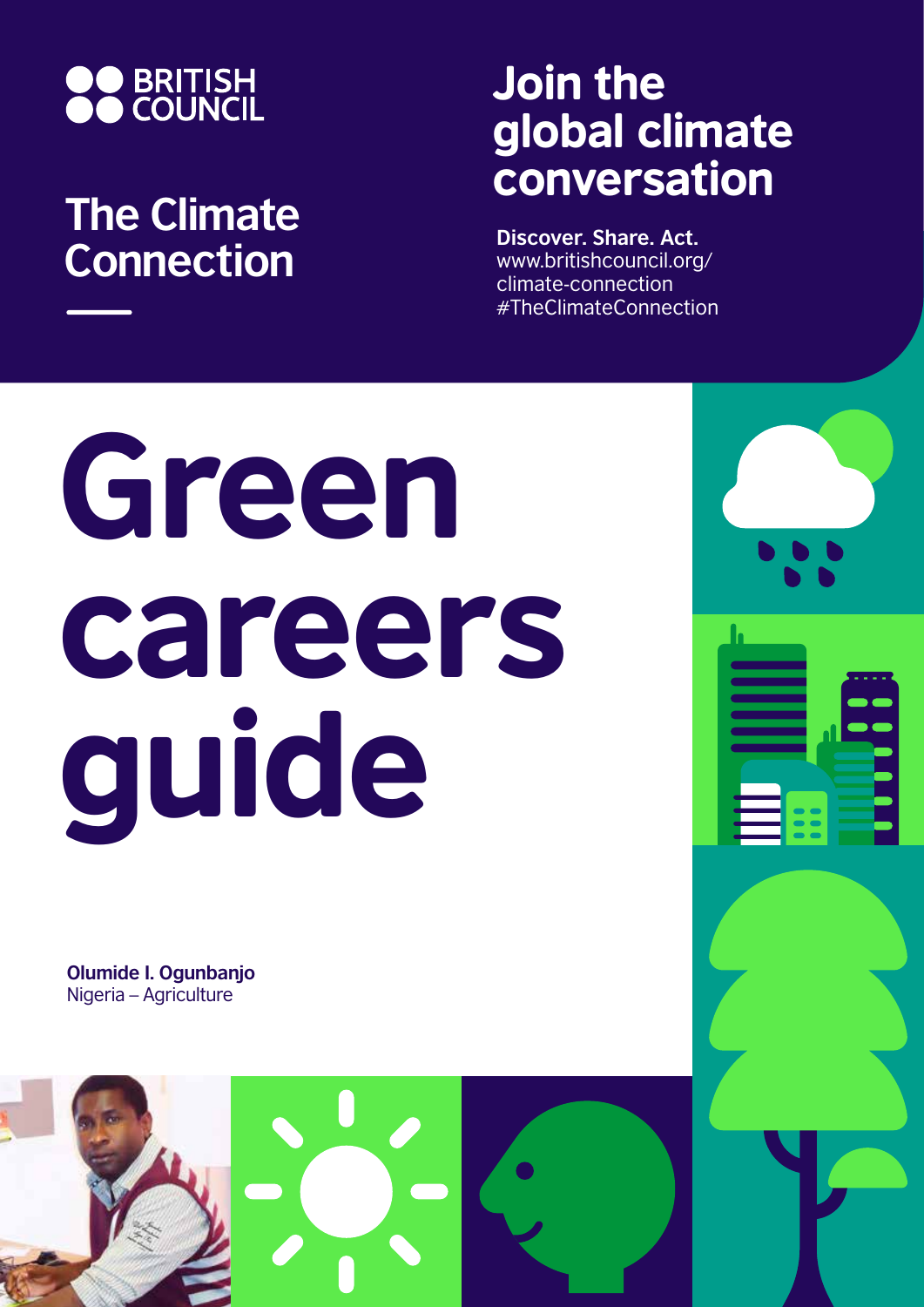BRITISH COUNCIL

## The Climate Connection

## Join the global climate conversation

**Discover. Share. Act.**
www.britishcouncil.org/climate-connection
#TheClimateConnection

# Green careers guide

**Olumide I. Ogunbanjo**
Nigeria – Agriculture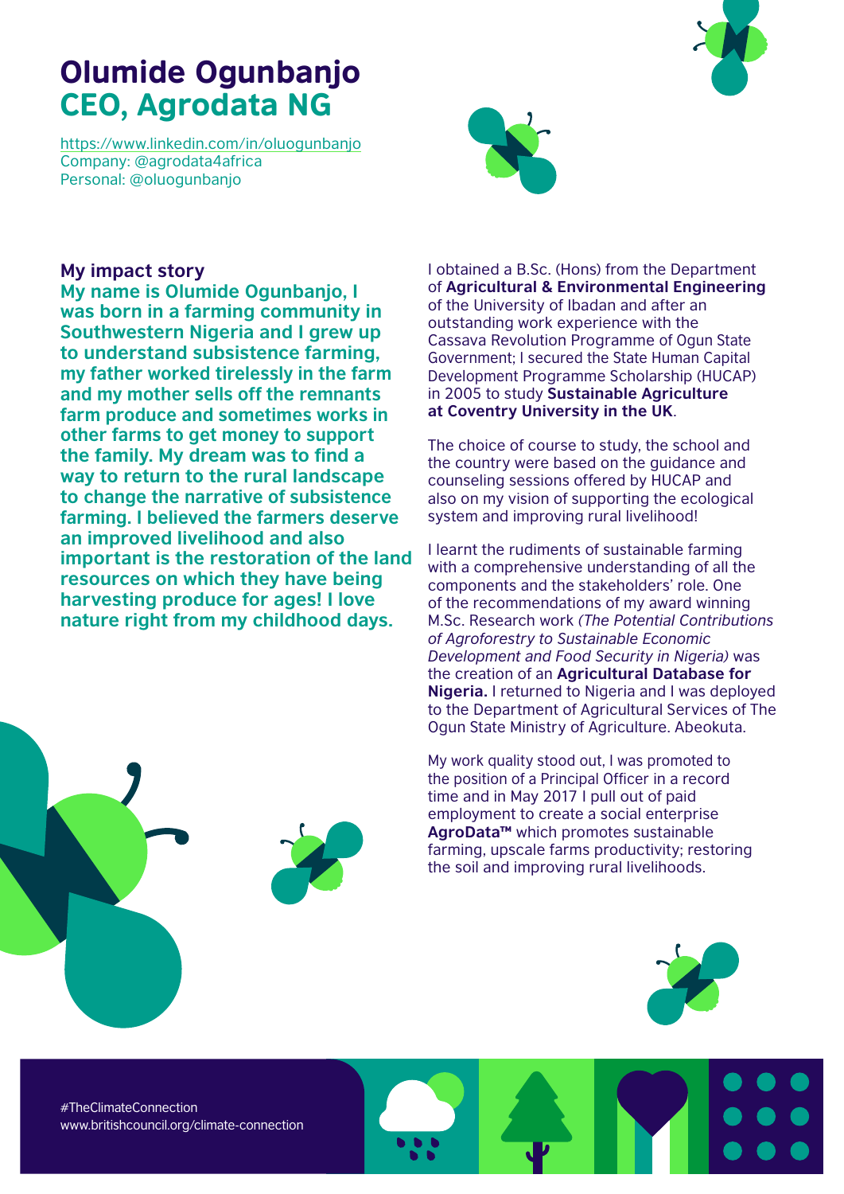# Olumide Ogunbanjo
## CEO, Agrodata NG

https://www.linkedin.com/in/oluogunbanjo
Company: @agrodata4africa
Personal: @oluogunbanjo

### My impact story

**My name is Olumide Ogunbanjo, I was born in a farming community in Southwestern Nigeria and I grew up to understand subsistence farming, my father worked tirelessly in the farm and my mother sells off the remnants farm produce and sometimes works in other farms to get money to support the family. My dream was to find a way to return to the rural landscape to change the narrative of subsistence farming. I believed the farmers deserve an improved livelihood and also important is the restoration of the land resources on which they have being harvesting produce for ages! I love nature right from my childhood days.**

I obtained a B.Sc. (Hons) from the Department of **Agricultural & Environmental Engineering** of the University of Ibadan and after an outstanding work experience with the Cassava Revolution Programme of Ogun State Government; I secured the State Human Capital Development Programme Scholarship (HUCAP) in 2005 to study **Sustainable Agriculture at Coventry University in the UK**.

The choice of course to study, the school and the country were based on the guidance and counseling sessions offered by HUCAP and also on my vision of supporting the ecological system and improving rural livelihood!

I learnt the rudiments of sustainable farming with a comprehensive understanding of all the components and the stakeholders' role. One of the recommendations of my award winning M.Sc. Research work *(The Potential Contributions of Agroforestry to Sustainable Economic Development and Food Security in Nigeria)* was the creation of an **Agricultural Database for Nigeria.** I returned to Nigeria and I was deployed to the Department of Agricultural Services of The Ogun State Ministry of Agriculture. Abeokuta.

My work quality stood out, I was promoted to the position of a Principal Officer in a record time and in May 2017 I pull out of paid employment to create a social enterprise **AgroData™** which promotes sustainable farming, upscale farms productivity; restoring the soil and improving rural livelihoods.

#TheClimateConnection
www.britishcouncil.org/climate-connection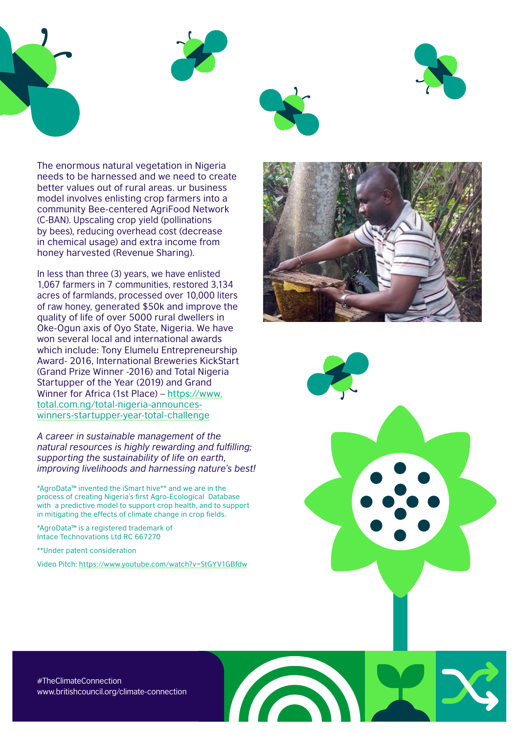The enormous natural vegetation in Nigeria needs to be harnessed and we need to create better values out of rural areas. ur business model involves enlisting crop farmers into a community Bee-centered AgriFood Network (C-BAN). Upscaling crop yield (pollinations by bees), reducing overhead cost (decrease in chemical usage) and extra income from honey harvested (Revenue Sharing).

In less than three (3) years, we have enlisted 1,067 farmers in 7 communities, restored 3,134 acres of farmlands, processed over 10,000 liters of raw honey, generated $50k and improve the quality of life of over 5000 rural dwellers in Oke-Ogun axis of Oyo State, Nigeria. We have won several local and international awards which include: Tony Elumelu Entrepreneurship Award- 2016, International Breweries KickStart (Grand Prize Winner -2016) and Total Nigeria Startupper of the Year (2019) and Grand Winner for Africa (1st Place) – https://www.total.com.ng/total-nigeria-announces-winners-startupper-year-total-challenge

*A career in sustainable management of the natural resources is highly rewarding and fulfilling; supporting the sustainability of life on earth, improving livelihoods and harnessing nature's best!*

*AgroData™ invented the iSmart hive** and we are in the process of creating Nigeria's first Agro-Ecological Database with a predictive model to support crop health, and to support in mitigating the effects of climate change in crop fields.

*AgroData™ is a registered trademark of Intace Technovations Ltd RC 667270

**Under patent consideration

Video Pitch: https://www.youtube.com/watch?v=StGYV1GBfdw

#TheClimateConnection
www.britishcouncil.org/climate-connection